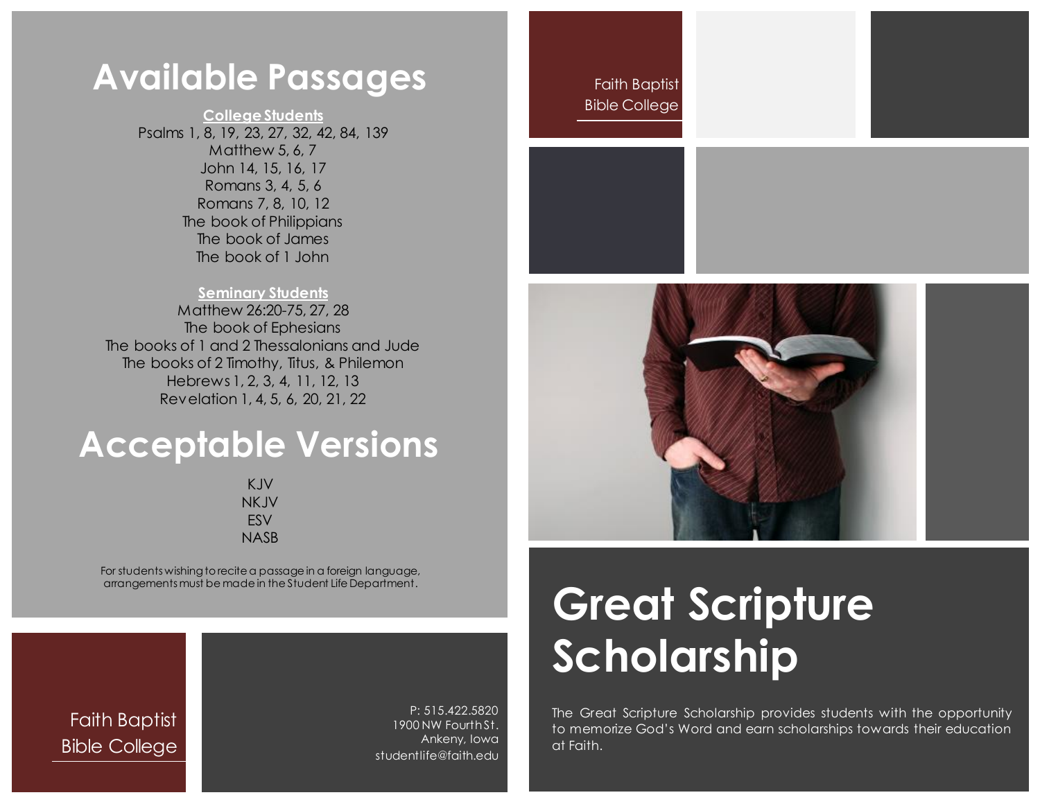# Available Passages

**College Students**

Psalms 1, 8, 19, 23, 27, 32, 42, 84, 139
Matthew 5, 6, 7
John 14, 15, 16, 17
Romans 3, 4, 5, 6
Romans 7, 8, 10, 12
The book of Philippians
The book of James
The book of 1 John

**Seminary Students**

Matthew 26:20-75, 27, 28
The book of Ephesians
The books of 1 and 2 Thessalonians and Jude
The books of 2 Timothy, Titus, & Philemon
Hebrews 1, 2, 3, 4, 11, 12, 13
Revelation 1, 4, 5, 6, 20, 21, 22

# Acceptable Versions

KJV
NKJV
ESV
NASB

For students wishing to recite a passage in a foreign language, arrangements must be made in the Student Life Department.

Faith Baptist Bible College

P: 515.422.5820
1900 NW Fourth St.
Ankeny, Iowa
studentlife@faith.edu

Faith Baptist Bible College

# Great Scripture Scholarship

The Great Scripture Scholarship provides students with the opportunity to memorize God's Word and earn scholarships towards their education at Faith.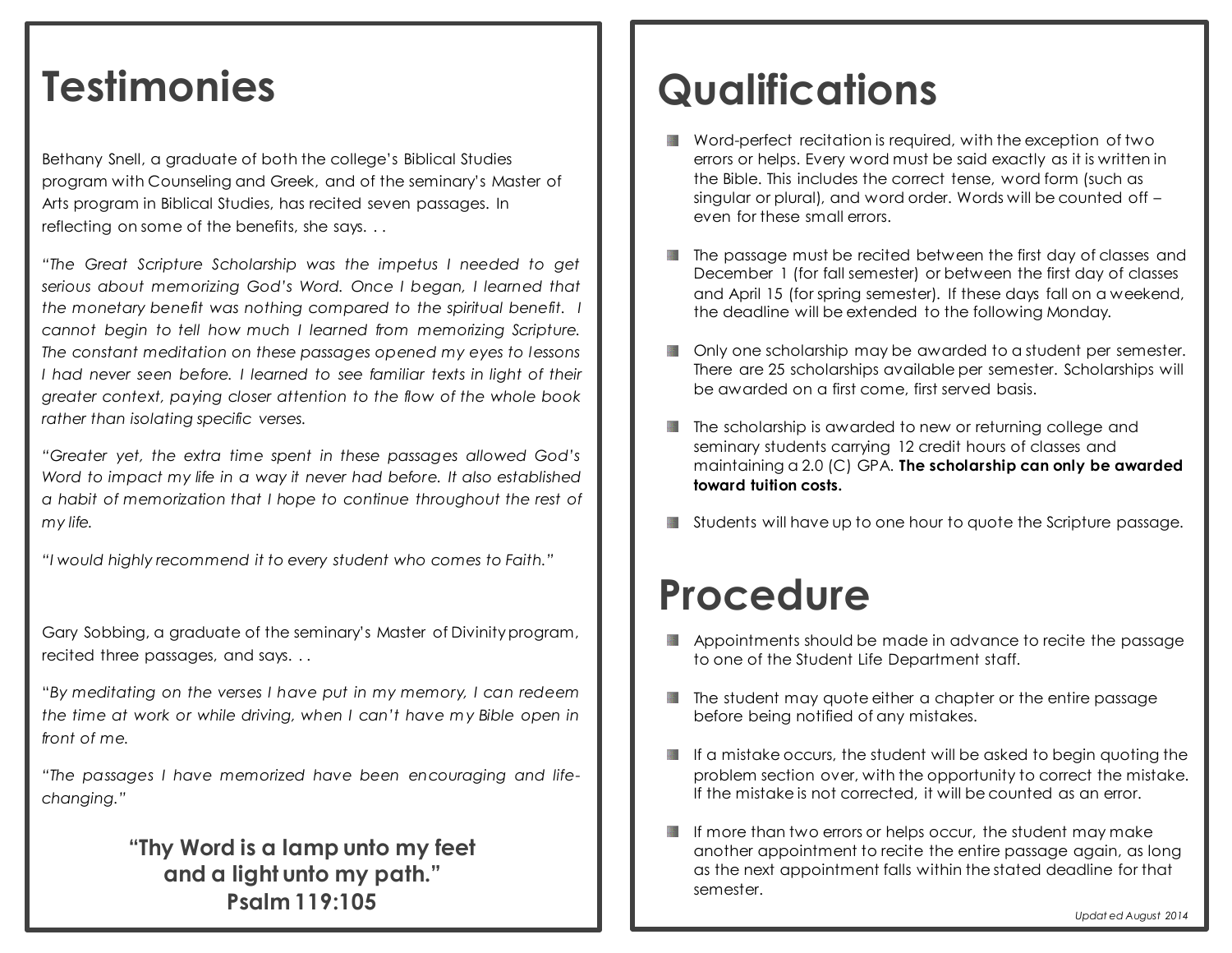# Testimonies

Bethany Snell, a graduate of both the college's Biblical Studies program with Counseling and Greek, and of the seminary's Master of Arts program in Biblical Studies, has recited seven passages. In reflecting on some of the benefits, she says. . .

*"The Great Scripture Scholarship was the impetus I needed to get serious about memorizing God's Word. Once I began, I learned that the monetary benefit was nothing compared to the spiritual benefit. I cannot begin to tell how much I learned from memorizing Scripture. The constant meditation on these passages opened my eyes to lessons I had never seen before. I learned to see familiar texts in light of their greater context, paying closer attention to the flow of the whole book rather than isolating specific verses.*

*"Greater yet, the extra time spent in these passages allowed God's Word to impact my life in a way it never had before. It also established a habit of memorization that I hope to continue throughout the rest of my life.*

*"I would highly recommend it to every student who comes to Faith."*

Gary Sobbing, a graduate of the seminary's Master of Divinity program, recited three passages, and says. . .

*"By meditating on the verses I have put in my memory, I can redeem the time at work or while driving, when I can't have my Bible open in front of me.*

*"The passages I have memorized have been encouraging and life-changing."*

**"Thy Word is a lamp unto my feet and a light unto my path." Psalm 119:105**

# Qualifications

- Word-perfect recitation is required, with the exception of two errors or helps. Every word must be said exactly as it is written in the Bible. This includes the correct tense, word form (such as singular or plural), and word order. Words will be counted off – even for these small errors.
- The passage must be recited between the first day of classes and December 1 (for fall semester) or between the first day of classes and April 15 (for spring semester). If these days fall on a weekend, the deadline will be extended to the following Monday.
- Only one scholarship may be awarded to a student per semester. There are 25 scholarships available per semester. Scholarships will be awarded on a first come, first served basis.
- The scholarship is awarded to new or returning college and seminary students carrying 12 credit hours of classes and maintaining a 2.0 (C) GPA. **The scholarship can only be awarded toward tuition costs.**
- Students will have up to one hour to quote the Scripture passage.

# Procedure

- Appointments should be made in advance to recite the passage to one of the Student Life Department staff.
- The student may quote either a chapter or the entire passage before being notified of any mistakes.
- If a mistake occurs, the student will be asked to begin quoting the problem section over, with the opportunity to correct the mistake. If the mistake is not corrected, it will be counted as an error.
- If more than two errors or helps occur, the student may make another appointment to recite the entire passage again, as long as the next appointment falls within the stated deadline for that semester.

*Updated August 2014*